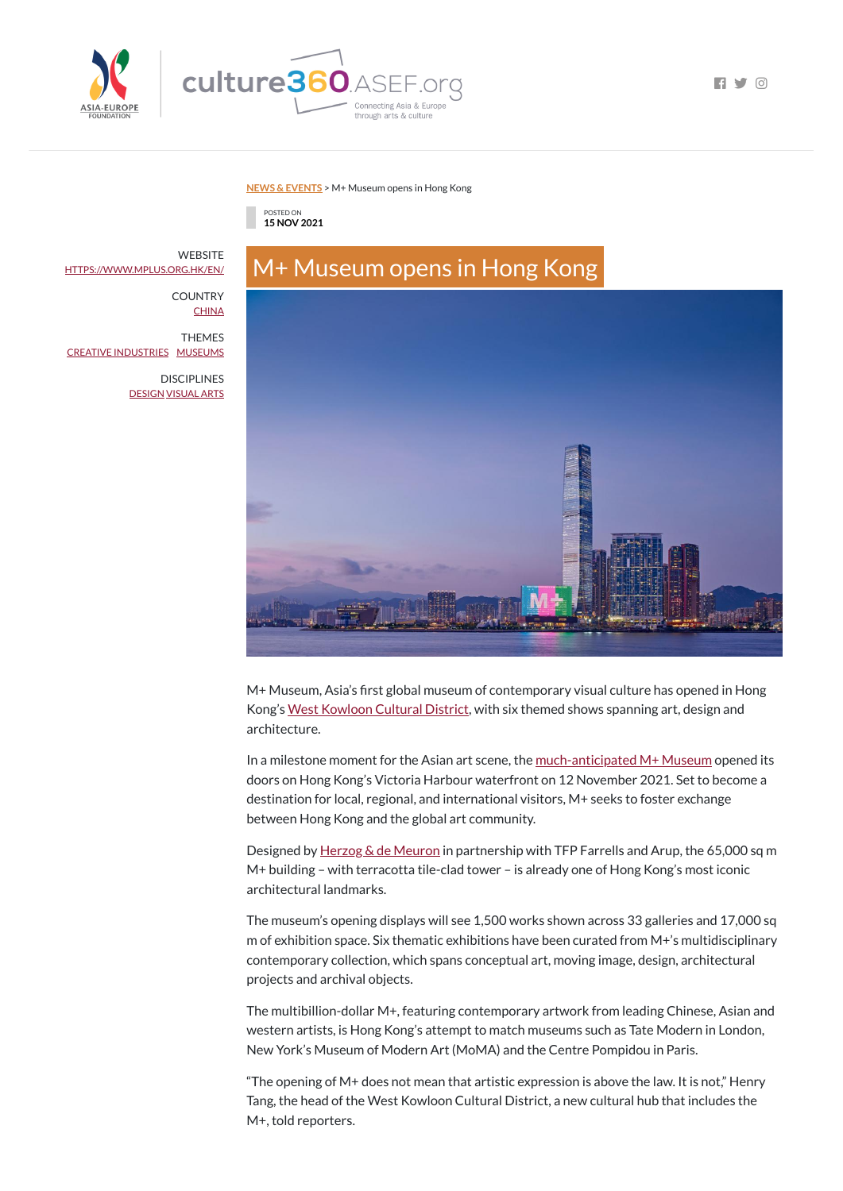NEWS & EVENTS > M+ Museum opens in Hong Kong

POSTED ON
15 NOV 2021

WEBSITE
HTTPS://WWW.MPLUS.ORG.HK/EN/

COUNTRY
CHINA

THEMES
CREATIVE INDUSTRIES MUSEUMS

DISCIPLINES
DESIGN VISUAL ARTS

# M+ Museum opens in Hong Kong

M+ Museum, Asia's first global museum of contemporary visual culture has opened in Hong Kong's West Kowloon Cultural District, with six themed shows spanning art, design and architecture.

In a milestone moment for the Asian art scene, the much-anticipated M+ Museum opened its doors on Hong Kong's Victoria Harbour waterfront on 12 November 2021. Set to become a destination for local, regional, and international visitors, M+ seeks to foster exchange between Hong Kong and the global art community.

Designed by Herzog & de Meuron in partnership with TFP Farrells and Arup, the 65,000 sq m M+ building – with terracotta tile-clad tower – is already one of Hong Kong's most iconic architectural landmarks.

The museum's opening displays will see 1,500 works shown across 33 galleries and 17,000 sq m of exhibition space. Six thematic exhibitions have been curated from M+'s multidisciplinary contemporary collection, which spans conceptual art, moving image, design, architectural projects and archival objects.

The multibillion-dollar M+, featuring contemporary artwork from leading Chinese, Asian and western artists, is Hong Kong's attempt to match museums such as Tate Modern in London, New York's Museum of Modern Art (MoMA) and the Centre Pompidou in Paris.

"The opening of M+ does not mean that artistic expression is above the law. It is not," Henry Tang, the head of the West Kowloon Cultural District, a new cultural hub that includes the M+, told reporters.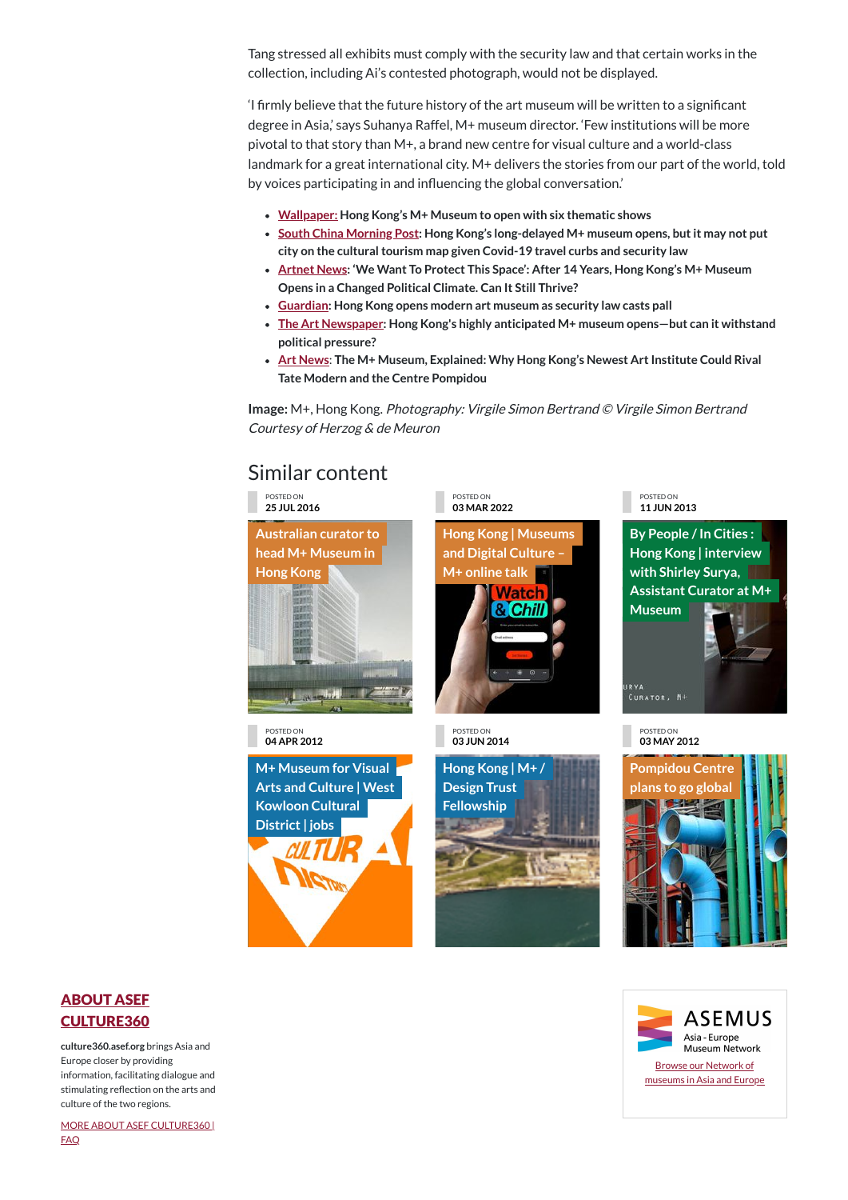Tang stressed all exhibits must comply with the security law and that certain works in the collection, including Ai's contested photograph, would not be displayed.

'I firmly believe that the future history of the art museum will be written to a significant degree in Asia,' says Suhanya Raffel, M+ museum director. 'Few institutions will be more pivotal to that story than M+, a brand new centre for visual culture and a world-class landmark for a great international city. M+ delivers the stories from our part of the world, told by voices participating in and influencing the global conversation.'

- Wallpaper: **Hong Kong's M+ Museum to open with six thematic shows**
- South China Morning Post: **Hong Kong's long-delayed M+ museum opens, but it may not put city on the cultural tourism map given Covid-19 travel curbs and security law**
- Artnet News: **'We Want To Protect This Space': After 14 Years, Hong Kong's M+ Museum Opens in a Changed Political Climate. Can It Still Thrive?**
- Guardian: **Hong Kong opens modern art museum as security law casts pall**
- The Art Newspaper: **Hong Kong's highly anticipated M+ museum opens—but can it withstand political pressure?**
- Art News: **The M+ Museum, Explained: Why Hong Kong's Newest Art Institute Could Rival Tate Modern and the Centre Pompidou**

**Image:** M+, Hong Kong. *Photography: Virgile Simon Bertrand © Virgile Simon Bertrand Courtesy of Herzog & de Meuron*

## Similar content

POSTED ON
25 JUL 2016
Australian curator to head M+ Museum in Hong Kong

POSTED ON
03 MAR 2022
Hong Kong | Museums and Digital Culture – M+ online talk

POSTED ON
11 JUN 2013
By People / In Cities : Hong Kong | interview with Shirley Surya, Assistant Curator at M+ Museum

POSTED ON
04 APR 2012
M+ Museum for Visual Arts and Culture | West Kowloon Cultural District | jobs

POSTED ON
03 JUN 2014
Hong Kong | M+ / Design Trust Fellowship

POSTED ON
03 MAY 2012
Pompidou Centre plans to go global

## ABOUT ASEF CULTURE360

**culture360.asef.org** brings Asia and Europe closer by providing information, facilitating dialogue and stimulating reflection on the arts and culture of the two regions.

MORE ABOUT ASEF CULTURE360 | FAQ

ASEMUS
Asia - Europe Museum Network

Browse our Network of museums in Asia and Europe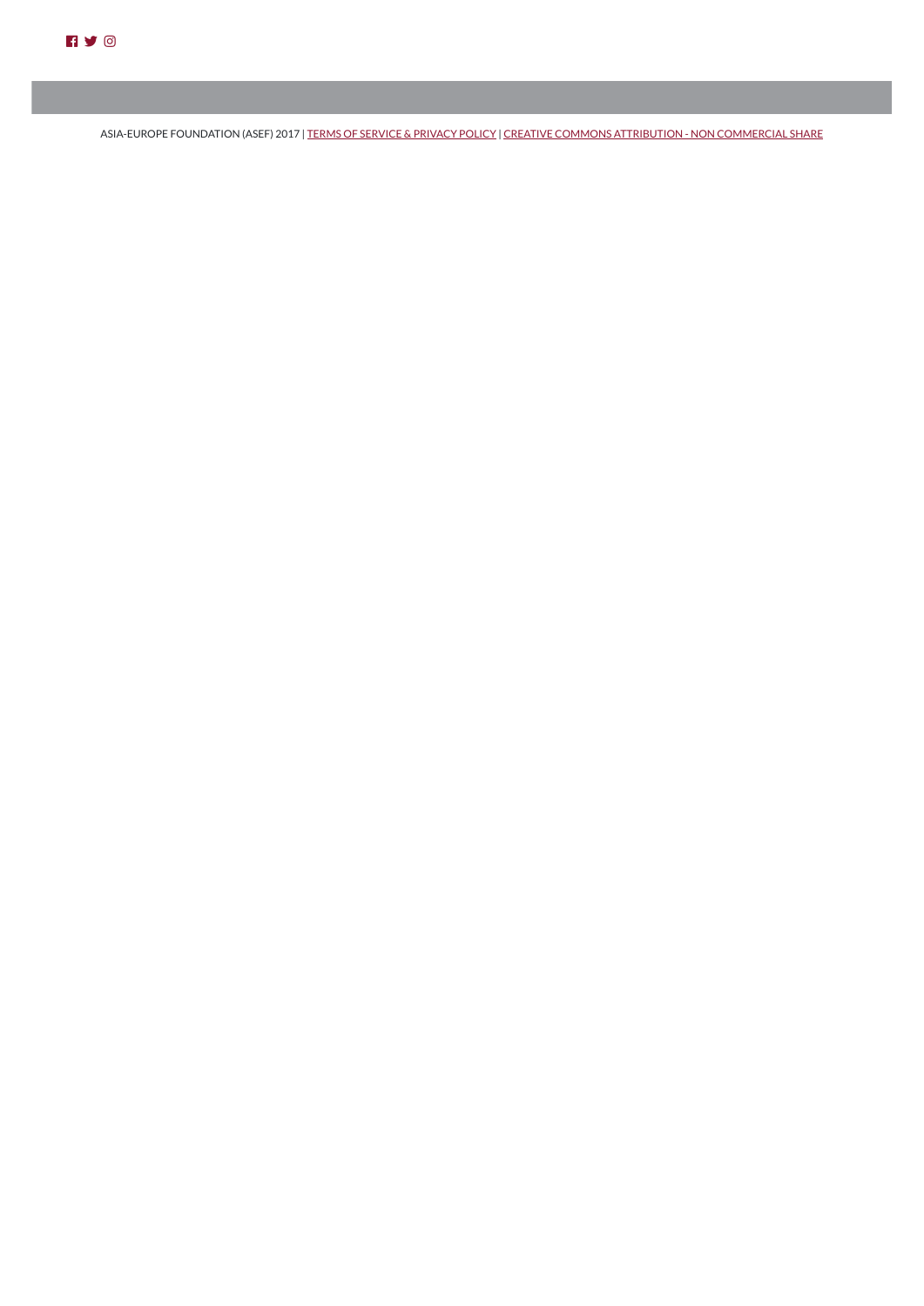ASIA-EUROPE FOUNDATION (ASEF) 2017 | TERMS OF SERVICE & PRIVACY POLICY | CREATIVE COMMONS ATTRIBUTION - NON COMMERCIAL SHARE